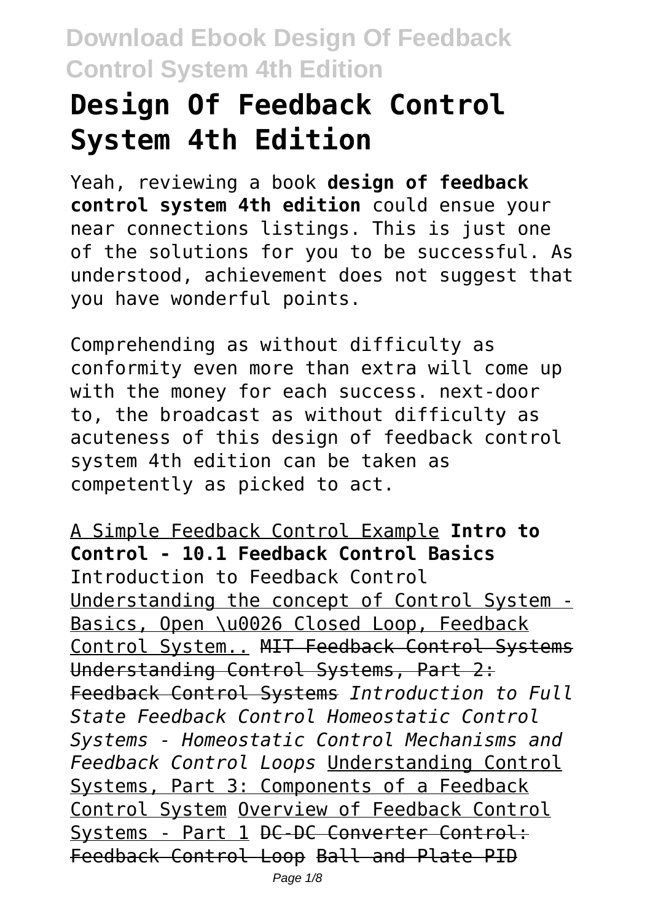# Design Of Feedback Control System 4th Edition

Yeah, reviewing a book **design of feedback control system 4th edition** could ensue your near connections listings. This is just one of the solutions for you to be successful. As understood, achievement does not suggest that you have wonderful points.

Comprehending as without difficulty as conformity even more than extra will come up with the money for each success. next-door to, the broadcast as without difficulty as acuteness of this design of feedback control system 4th edition can be taken as competently as picked to act.

A Simple Feedback Control Example **Intro to Control - 10.1 Feedback Control Basics** Introduction to Feedback Control Understanding the concept of Control System - Basics, Open \u0026 Closed Loop, Feedback Control System.. MIT Feedback Control Systems Understanding Control Systems, Part 2: Feedback Control Systems *Introduction to Full State Feedback Control Homeostatic Control Systems - Homeostatic Control Mechanisms and Feedback Control Loops* Understanding Control Systems, Part 3: Components of a Feedback Control System Overview of Feedback Control Systems - Part 1 DC-DC Converter Control: Feedback Control Loop Ball and Plate PID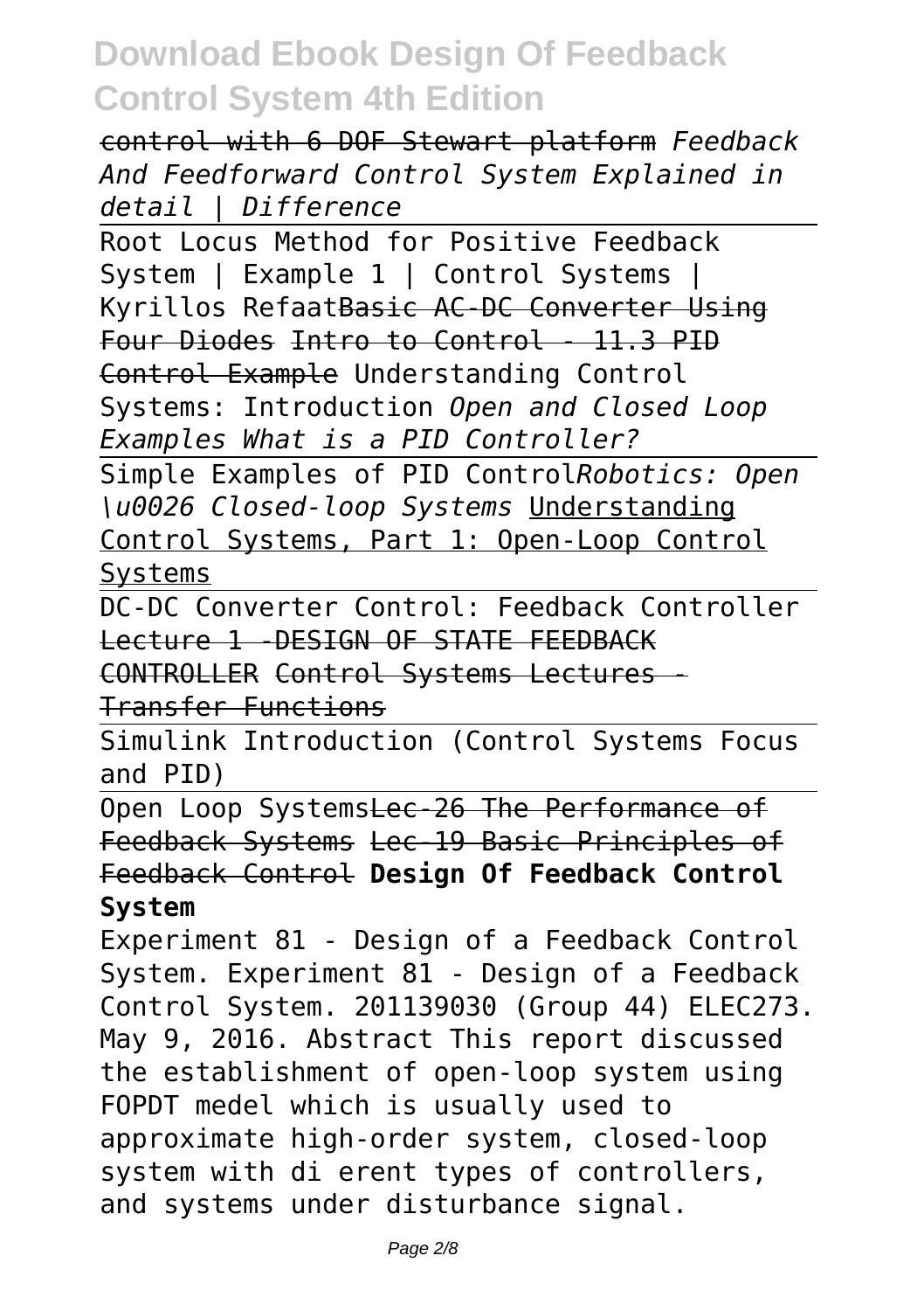control with 6 DOF Stewart platform *Feedback And Feedforward Control System Explained in detail | Difference*

Root Locus Method for Positive Feedback System | Example 1 | Control Systems | Kyrillos Refaat~~Basic AC-DC Converter Using Four Diodes~~ ~~Intro to Control - 11.3 PID Control Example~~ Understanding Control Systems: Introduction *Open and Closed Loop Examples What is a PID Controller?*

Simple Examples of PID Control*Robotics: Open \u0026 Closed-loop Systems* Understanding Control Systems, Part 1: Open-Loop Control Systems

DC-DC Converter Control: Feedback Controller ~~Lecture 1 -DESIGN OF STATE FEEDBACK CONTROLLER~~ ~~Control Systems Lectures - Transfer Functions~~

Simulink Introduction (Control Systems Focus and PID)

Open Loop Systems~~Lec-26 The Performance of Feedback Systems~~ ~~Lec-19 Basic Principles of Feedback Control~~ **Design Of Feedback Control System**

Experiment 81 - Design of a Feedback Control System. Experiment 81 - Design of a Feedback Control System. 201139030 (Group 44) ELEC273. May 9, 2016. Abstract This report discussed the establishment of open-loop system using FOPDT medel which is usually used to approximate high-order system, closed-loop system with di erent types of controllers, and systems under disturbance signal.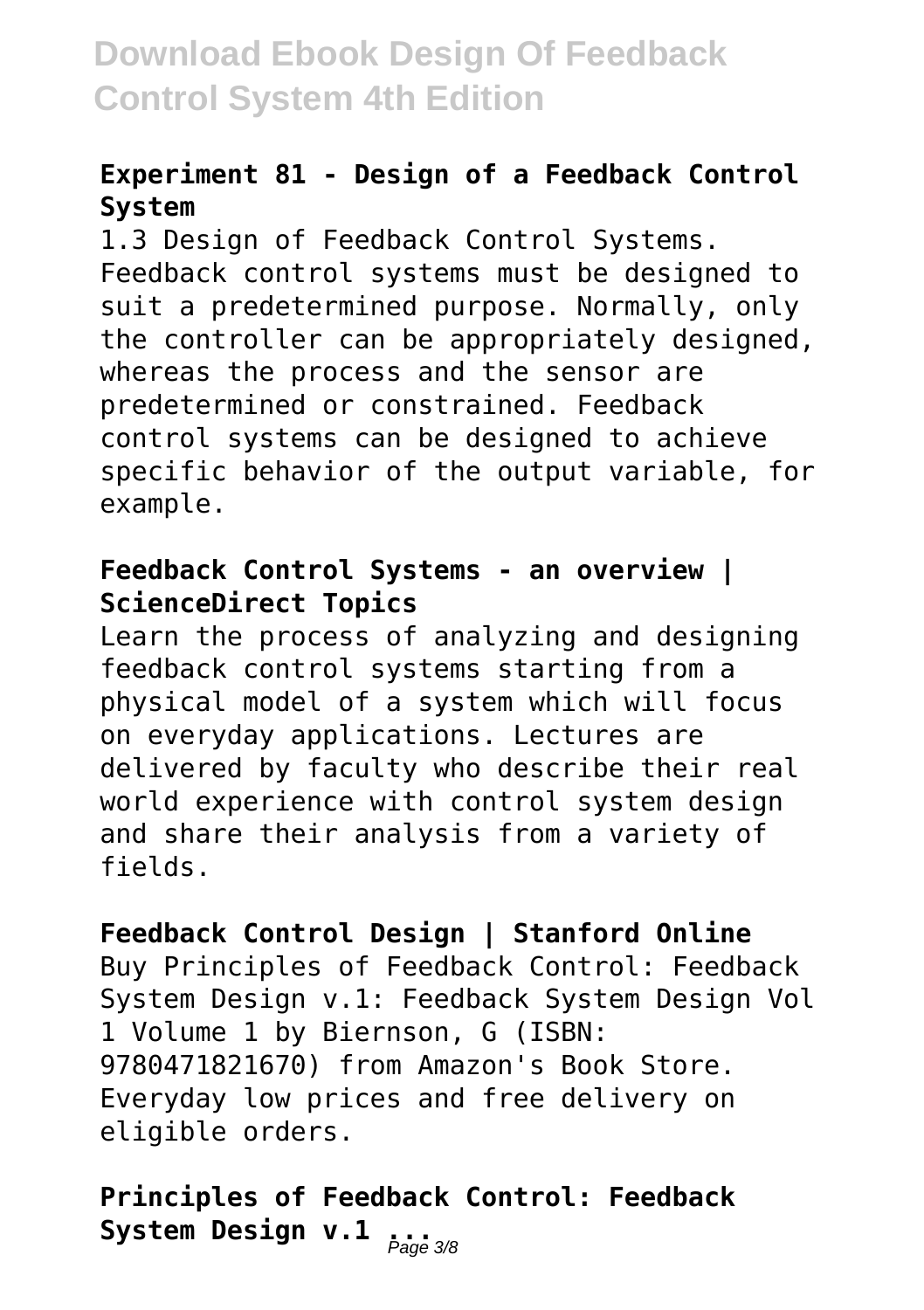### Experiment 81 - Design of a Feedback Control System

1.3 Design of Feedback Control Systems. Feedback control systems must be designed to suit a predetermined purpose. Normally, only the controller can be appropriately designed, whereas the process and the sensor are predetermined or constrained. Feedback control systems can be designed to achieve specific behavior of the output variable, for example.

### Feedback Control Systems - an overview | ScienceDirect Topics

Learn the process of analyzing and designing feedback control systems starting from a physical model of a system which will focus on everyday applications. Lectures are delivered by faculty who describe their real world experience with control system design and share their analysis from a variety of fields.

### Feedback Control Design | Stanford Online

Buy Principles of Feedback Control: Feedback System Design v.1: Feedback System Design Vol 1 Volume 1 by Biernson, G (ISBN: 9780471821670) from Amazon's Book Store. Everyday low prices and free delivery on eligible orders.

### Principles of Feedback Control: Feedback System Design v.1 ...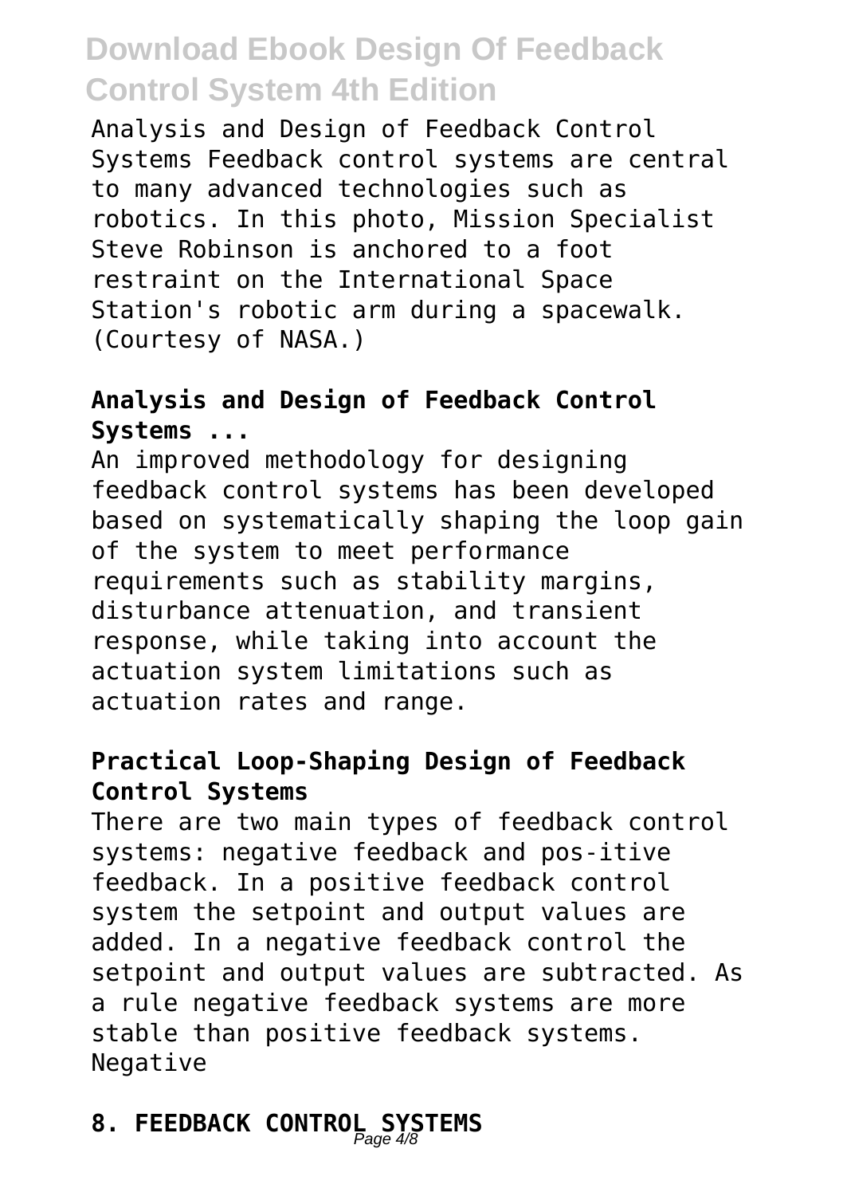Analysis and Design of Feedback Control Systems Feedback control systems are central to many advanced technologies such as robotics. In this photo, Mission Specialist Steve Robinson is anchored to a foot restraint on the International Space Station's robotic arm during a spacewalk. (Courtesy of NASA.)

### Analysis and Design of Feedback Control Systems ...

An improved methodology for designing feedback control systems has been developed based on systematically shaping the loop gain of the system to meet performance requirements such as stability margins, disturbance attenuation, and transient response, while taking into account the actuation system limitations such as actuation rates and range.

### Practical Loop-Shaping Design of Feedback Control Systems

There are two main types of feedback control systems: negative feedback and pos-itive feedback. In a positive feedback control system the setpoint and output values are added. In a negative feedback control the setpoint and output values are subtracted. As a rule negative feedback systems are more stable than positive feedback systems. Negative

### 8. FEEDBACK CONTROL SYSTEMS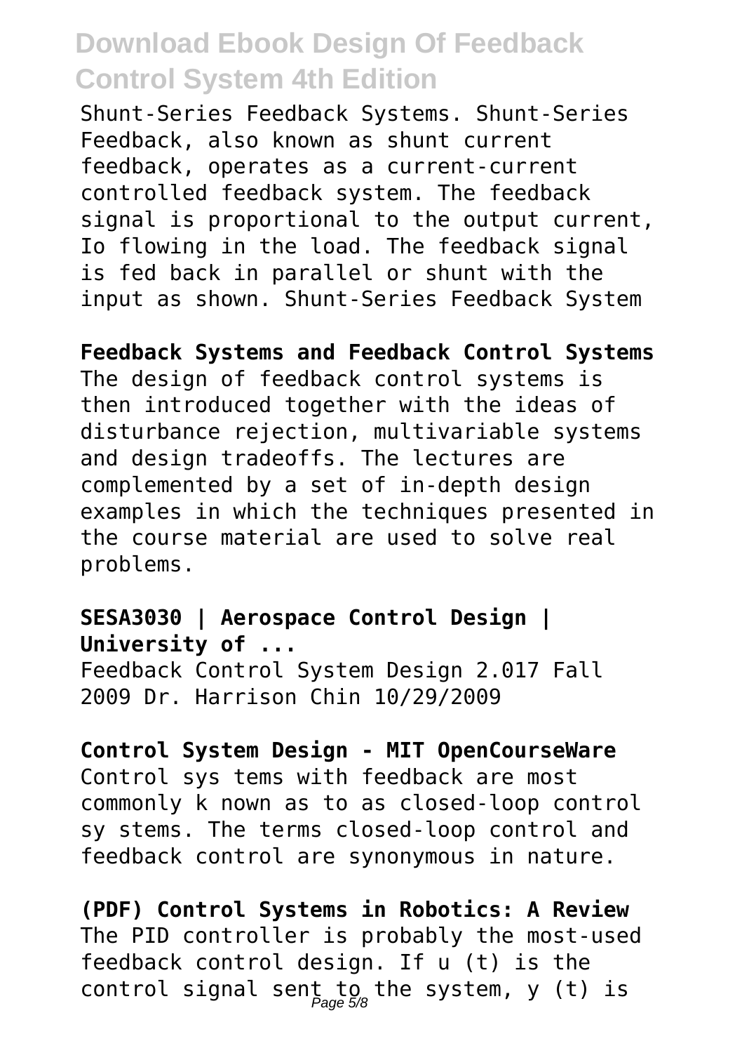Shunt-Series Feedback Systems. Shunt-Series Feedback, also known as shunt current feedback, operates as a current-current controlled feedback system. The feedback signal is proportional to the output current, $I_o$ flowing in the load. The feedback signal is fed back in parallel or shunt with the input as shown. Shunt-Series Feedback System

**Feedback Systems and Feedback Control Systems**
The design of feedback control systems is then introduced together with the ideas of disturbance rejection, multivariable systems and design tradeoffs. The lectures are complemented by a set of in-depth design examples in which the techniques presented in the course material are used to solve real problems.

**SESA3030 | Aerospace Control Design | University of ...**
Feedback Control System Design 2.017 Fall 2009 Dr. Harrison Chin 10/29/2009

**Control System Design - MIT OpenCourseWare**
Control sys tems with feedback are most commonly k nown as to as closed-loop control sy stems. The terms closed-loop control and feedback control are synonymous in nature.

**(PDF) Control Systems in Robotics: A Review**
The PID controller is probably the most-used feedback control design. If u (t) is the control signal sent to the system, y (t) is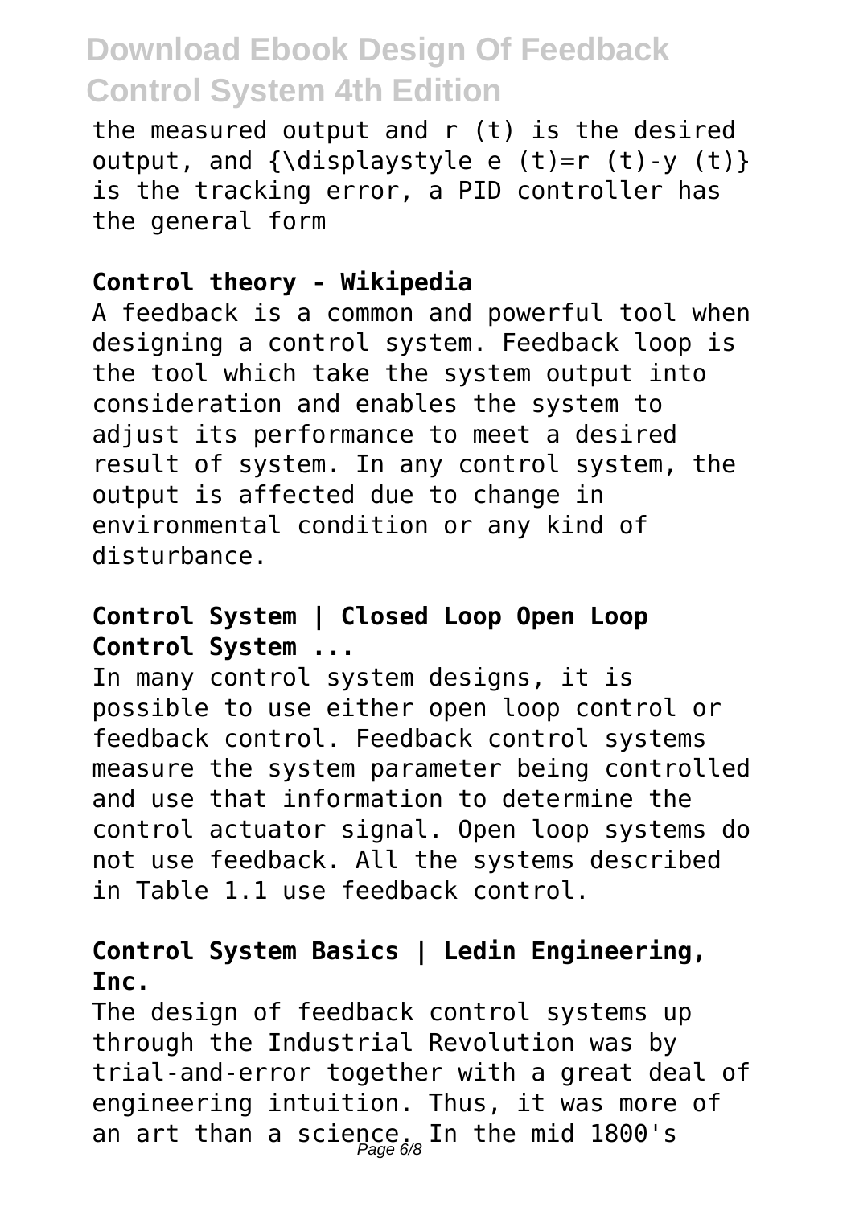the measured output and r (t) is the desired output, and {\displaystyle e (t)=r (t)-y (t)} is the tracking error, a PID controller has the general form

**Control theory - Wikipedia**

A feedback is a common and powerful tool when designing a control system. Feedback loop is the tool which take the system output into consideration and enables the system to adjust its performance to meet a desired result of system. In any control system, the output is affected due to change in environmental condition or any kind of disturbance.

**Control System | Closed Loop Open Loop Control System ...**

In many control system designs, it is possible to use either open loop control or feedback control. Feedback control systems measure the system parameter being controlled and use that information to determine the control actuator signal. Open loop systems do not use feedback. All the systems described in Table 1.1 use feedback control.

**Control System Basics | Ledin Engineering, Inc.**

The design of feedback control systems up through the Industrial Revolution was by trial-and-error together with a great deal of engineering intuition. Thus, it was more of an art than a science. In the mid 1800's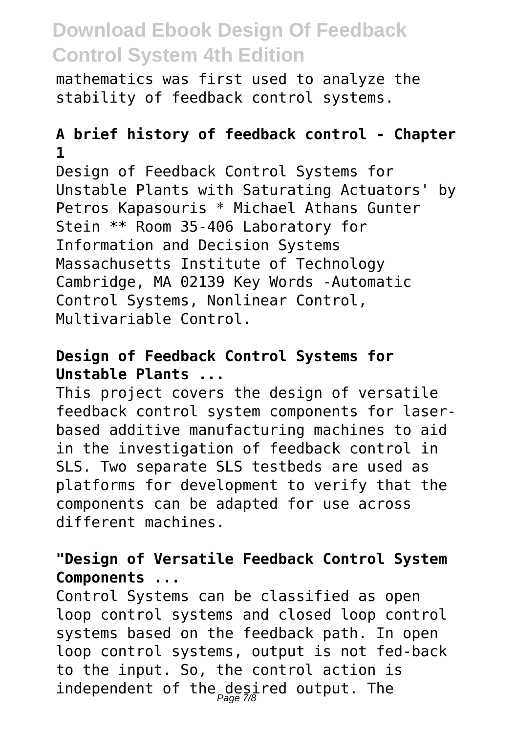mathematics was first used to analyze the stability of feedback control systems.

**A brief history of feedback control - Chapter 1**

Design of Feedback Control Systems for Unstable Plants with Saturating Actuators' by Petros Kapasouris * Michael Athans Gunter Stein ** Room 35-406 Laboratory for Information and Decision Systems Massachusetts Institute of Technology Cambridge, MA 02139 Key Words -Automatic Control Systems, Nonlinear Control, Multivariable Control.

**Design of Feedback Control Systems for Unstable Plants ...**

This project covers the design of versatile feedback control system components for laser-based additive manufacturing machines to aid in the investigation of feedback control in SLS. Two separate SLS testbeds are used as platforms for development to verify that the components can be adapted for use across different machines.

**"Design of Versatile Feedback Control System Components ...**

Control Systems can be classified as open loop control systems and closed loop control systems based on the feedback path. In open loop control systems, output is not fed-back to the input. So, the control action is independent of the desired output. The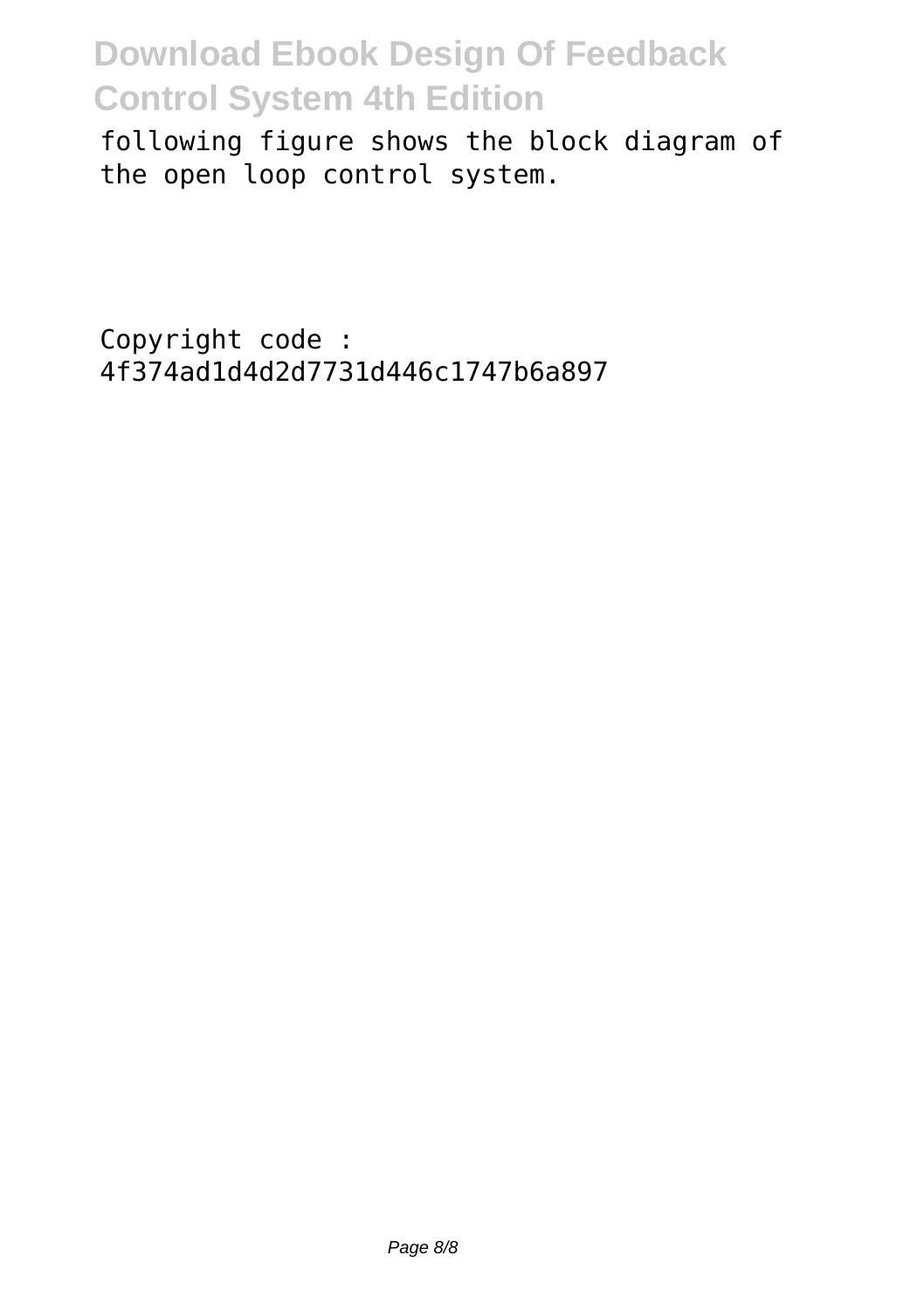following figure shows the block diagram of the open loop control system.

Copyright code : 4f374ad1d4d2d7731d446c1747b6a897